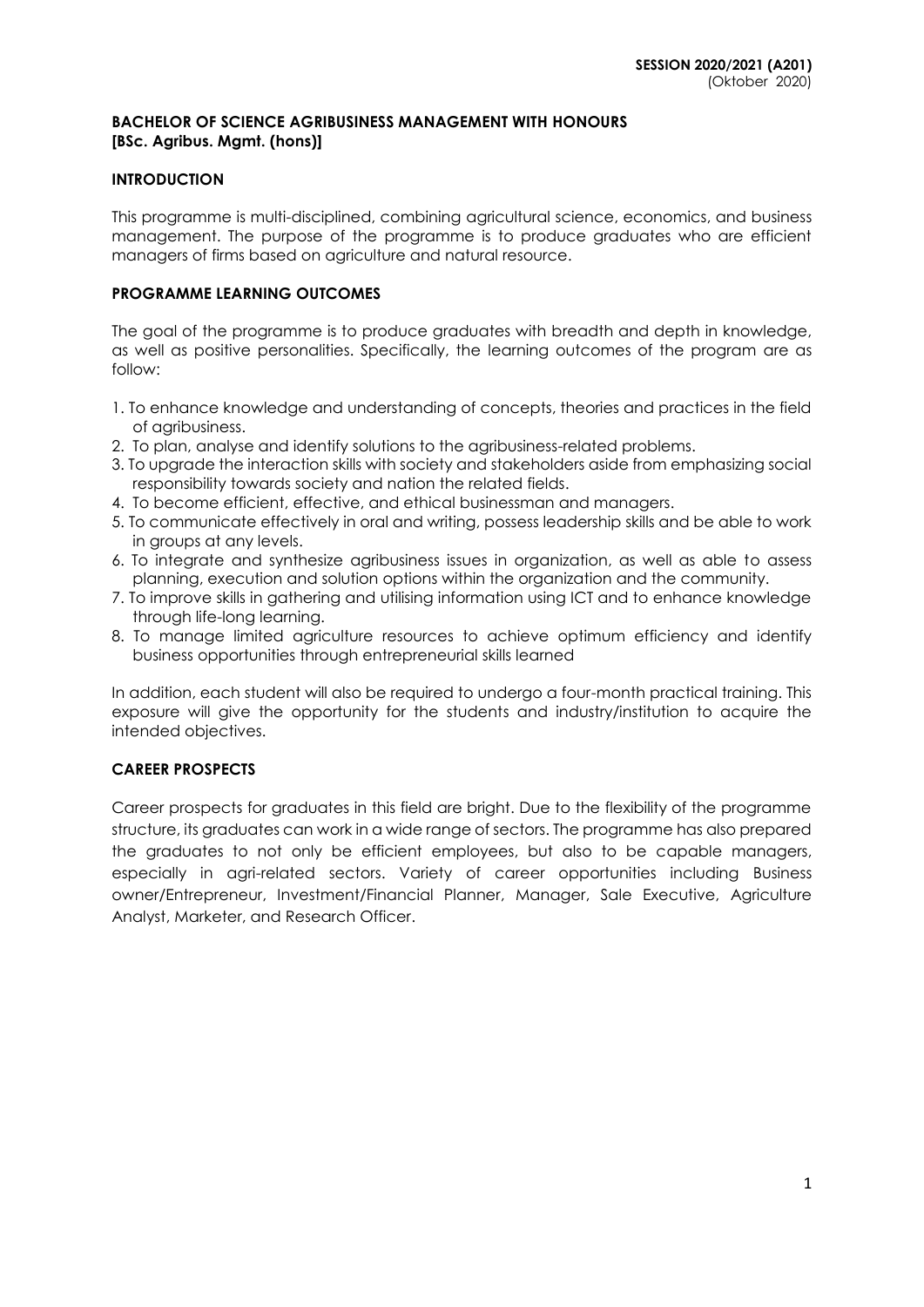**SESSION 2020/2021 (A201)**
(Oktober 2020)

## BACHELOR OF SCIENCE AGRIBUSINESS MANAGEMENT WITH HONOURS [BSc. Agribus. Mgmt. (hons)]

### INTRODUCTION

This programme is multi-disciplined, combining agricultural science, economics, and business management. The purpose of the programme is to produce graduates who are efficient managers of firms based on agriculture and natural resource.

### PROGRAMME LEARNING OUTCOMES

The goal of the programme is to produce graduates with breadth and depth in knowledge, as well as positive personalities. Specifically, the learning outcomes of the program are as follow:

1. To enhance knowledge and understanding of concepts, theories and practices in the field of agribusiness.
2. To plan, analyse and identify solutions to the agribusiness-related problems.
3. To upgrade the interaction skills with society and stakeholders aside from emphasizing social responsibility towards society and nation the related fields.
4. To become efficient, effective, and ethical businessman and managers.
5. To communicate effectively in oral and writing, possess leadership skills and be able to work in groups at any levels.
6. To integrate and synthesize agribusiness issues in organization, as well as able to assess planning, execution and solution options within the organization and the community.
7. To improve skills in gathering and utilising information using ICT and to enhance knowledge through life-long learning.
8. To manage limited agriculture resources to achieve optimum efficiency and identify business opportunities through entrepreneurial skills learned

In addition, each student will also be required to undergo a four-month practical training. This exposure will give the opportunity for the students and industry/institution to acquire the intended objectives.

### CAREER PROSPECTS

Career prospects for graduates in this field are bright. Due to the flexibility of the programme structure, its graduates can work in a wide range of sectors. The programme has also prepared the graduates to not only be efficient employees, but also to be capable managers, especially in agri-related sectors. Variety of career opportunities including Business owner/Entrepreneur, Investment/Financial Planner, Manager, Sale Executive, Agriculture Analyst, Marketer, and Research Officer.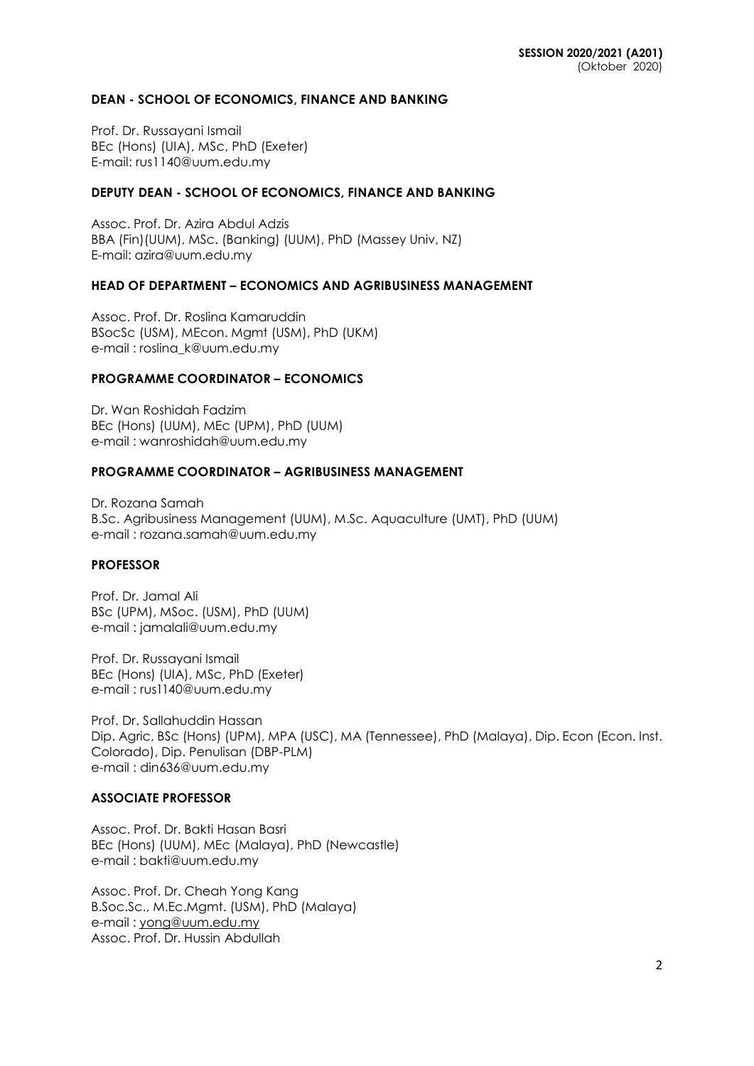**SESSION 2020/2021 (A201)**
(Oktober 2020)

## DEAN - SCHOOL OF ECONOMICS, FINANCE AND BANKING

Prof. Dr. Russayani Ismail
BEc (Hons) (UIA), MSc, PhD (Exeter)
E-mail: rus1140@uum.edu.my

## DEPUTY DEAN - SCHOOL OF ECONOMICS, FINANCE AND BANKING

Assoc. Prof. Dr. Azira Abdul Adzis
BBA (Fin)(UUM), MSc. (Banking) (UUM), PhD (Massey Univ, NZ)
E-mail: azira@uum.edu.my

## HEAD OF DEPARTMENT – ECONOMICS AND AGRIBUSINESS MANAGEMENT

Assoc. Prof. Dr. Roslina Kamaruddin
BSocSc (USM), MEcon. Mgmt (USM), PhD (UKM)
e-mail : roslina_k@uum.edu.my

## PROGRAMME COORDINATOR – ECONOMICS

Dr. Wan Roshidah Fadzim
BEc (Hons) (UUM), MEc (UPM), PhD (UUM)
e-mail : wanroshidah@uum.edu.my

## PROGRAMME COORDINATOR – AGRIBUSINESS MANAGEMENT

Dr. Rozana Samah
B.Sc. Agribusiness Management (UUM), M.Sc. Aquaculture (UMT), PhD (UUM)
e-mail : rozana.samah@uum.edu.my

## PROFESSOR

Prof. Dr. Jamal Ali
BSc (UPM), MSoc. (USM), PhD (UUM)
e-mail : jamalali@uum.edu.my

Prof. Dr. Russayani Ismail
BEc (Hons) (UIA), MSc, PhD (Exeter)
e-mail : rus1140@uum.edu.my

Prof. Dr. Sallahuddin Hassan
Dip. Agric, BSc (Hons) (UPM), MPA (USC), MA (Tennessee), PhD (Malaya), Dip. Econ (Econ. Inst. Colorado), Dip. Penulisan (DBP-PLM)
e-mail : din636@uum.edu.my

## ASSOCIATE PROFESSOR

Assoc. Prof. Dr. Bakti Hasan Basri
BEc (Hons) (UUM), MEc (Malaya), PhD (Newcastle)
e-mail : bakti@uum.edu.my

Assoc. Prof. Dr. Cheah Yong Kang
B.Soc.Sc., M.Ec.Mgmt. (USM), PhD (Malaya)
e-mail : yong@uum.edu.my

Assoc. Prof. Dr. Hussin Abdullah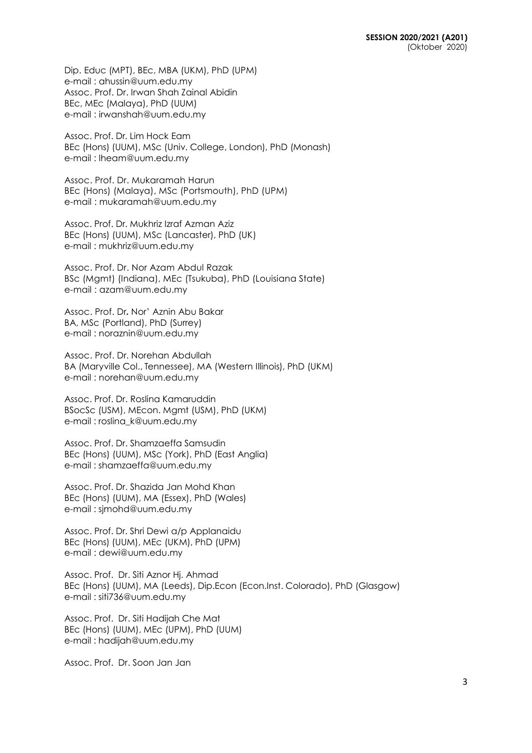Dip. Educ (MPT), BEc, MBA (UKM), PhD (UPM)
e-mail : ahussin@uum.edu.my
Assoc. Prof. Dr. Irwan Shah Zainal Abidin
BEc, MEc (Malaya), PhD (UUM)
e-mail : irwanshah@uum.edu.my

Assoc. Prof. Dr. Lim Hock Eam
BEc (Hons) (UUM), MSc (Univ. College, London), PhD (Monash)
e-mail : lheam@uum.edu.my

Assoc. Prof. Dr. Mukaramah Harun
BEc (Hons) (Malaya), MSc (Portsmouth), PhD (UPM)
e-mail : mukaramah@uum.edu.my

Assoc. Prof. Dr. Mukhriz Izraf Azman Aziz
BEc (Hons) (UUM), MSc (Lancaster), PhD (UK)
e-mail : mukhriz@uum.edu.my

Assoc. Prof. Dr. Nor Azam Abdul Razak
BSc (Mgmt) (Indiana), MEc (Tsukuba), PhD (Louisiana State)
e-mail : azam@uum.edu.my

Assoc. Prof. Dr. Nor' Aznin Abu Bakar
BA, MSc (Portland), PhD (Surrey)
e-mail : noraznin@uum.edu.my

Assoc. Prof. Dr. Norehan Abdullah
BA (Maryville Col., Tennessee), MA (Western Illinois), PhD (UKM)
e-mail : norehan@uum.edu.my

Assoc. Prof. Dr. Roslina Kamaruddin
BSocSc (USM), MEcon. Mgmt (USM), PhD (UKM)
e-mail : roslina_k@uum.edu.my

Assoc. Prof. Dr. Shamzaeffa Samsudin
BEc (Hons) (UUM), MSc (York), PhD (East Anglia)
e-mail : shamzaeffa@uum.edu.my

Assoc. Prof. Dr. Shazida Jan Mohd Khan
BEc (Hons) (UUM), MA (Essex), PhD (Wales)
e-mail : sjmohd@uum.edu.my

Assoc. Prof. Dr. Shri Dewi a/p Applanaidu
BEc (Hons) (UUM), MEc (UKM), PhD (UPM)
e-mail : dewi@uum.edu.my

Assoc. Prof. Dr. Siti Aznor Hj. Ahmad
BEc (Hons) (UUM), MA (Leeds), Dip.Econ (Econ.Inst. Colorado), PhD (Glasgow)
e-mail : siti736@uum.edu.my

Assoc. Prof. Dr. Siti Hadijah Che Mat
BEc (Hons) (UUM), MEc (UPM), PhD (UUM)
e-mail : hadijah@uum.edu.my

Assoc. Prof. Dr. Soon Jan Jan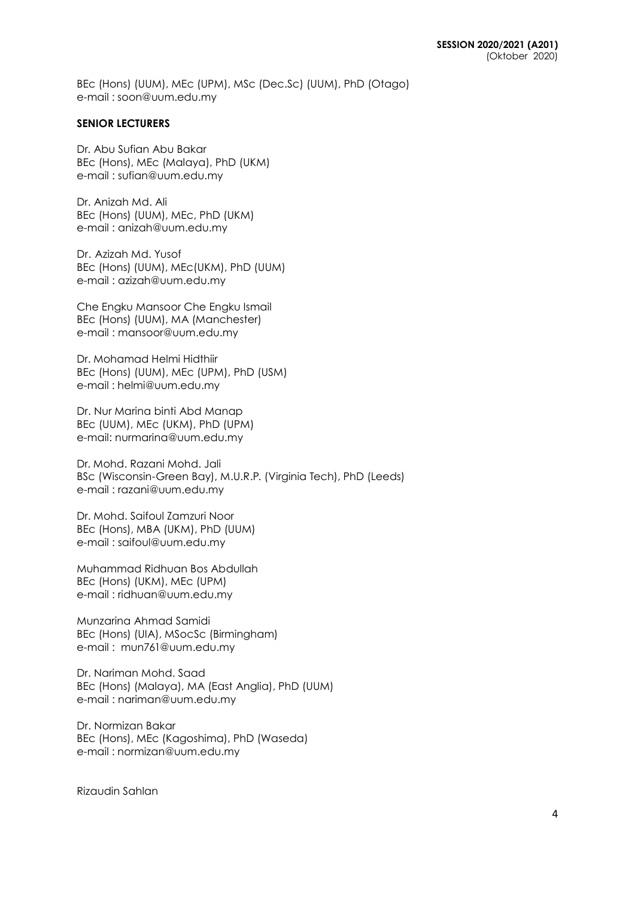BEc (Hons) (UUM), MEc (UPM), MSc (Dec.Sc) (UUM), PhD (Otago)
e-mail : soon@uum.edu.my

**SENIOR LECTURERS**

Dr. Abu Sufian Abu Bakar
BEc (Hons), MEc (Malaya), PhD (UKM)
e-mail : sufian@uum.edu.my

Dr. Anizah Md. Ali
BEc (Hons) (UUM), MEc, PhD (UKM)
e-mail : anizah@uum.edu.my

Dr. Azizah Md. Yusof
BEc (Hons) (UUM), MEc(UKM), PhD (UUM)
e-mail : azizah@uum.edu.my

Che Engku Mansoor Che Engku Ismail
BEc (Hons) (UUM), MA (Manchester)
e-mail : mansoor@uum.edu.my

Dr. Mohamad Helmi Hidthiir
BEc (Hons) (UUM), MEc (UPM), PhD (USM)
e-mail : helmi@uum.edu.my

Dr. Nur Marina binti Abd Manap
BEc (UUM), MEc (UKM), PhD (UPM)
e-mail: nurmarina@uum.edu.my

Dr. Mohd. Razani Mohd. Jali
BSc (Wisconsin-Green Bay), M.U.R.P. (Virginia Tech), PhD (Leeds)
e-mail : razani@uum.edu.my

Dr. Mohd. Saifoul Zamzuri Noor
BEc (Hons), MBA (UKM), PhD (UUM)
e-mail : saifoul@uum.edu.my

Muhammad Ridhuan Bos Abdullah
BEc (Hons) (UKM), MEc (UPM)
e-mail : ridhuan@uum.edu.my

Munzarina Ahmad Samidi
BEc (Hons) (UIA), MSocSc (Birmingham)
e-mail : mun761@uum.edu.my

Dr. Nariman Mohd. Saad
BEc (Hons) (Malaya), MA (East Anglia), PhD (UUM)
e-mail : nariman@uum.edu.my

Dr. Normizan Bakar
BEc (Hons), MEc (Kagoshima), PhD (Waseda)
e-mail : normizan@uum.edu.my

Rizaudin Sahlan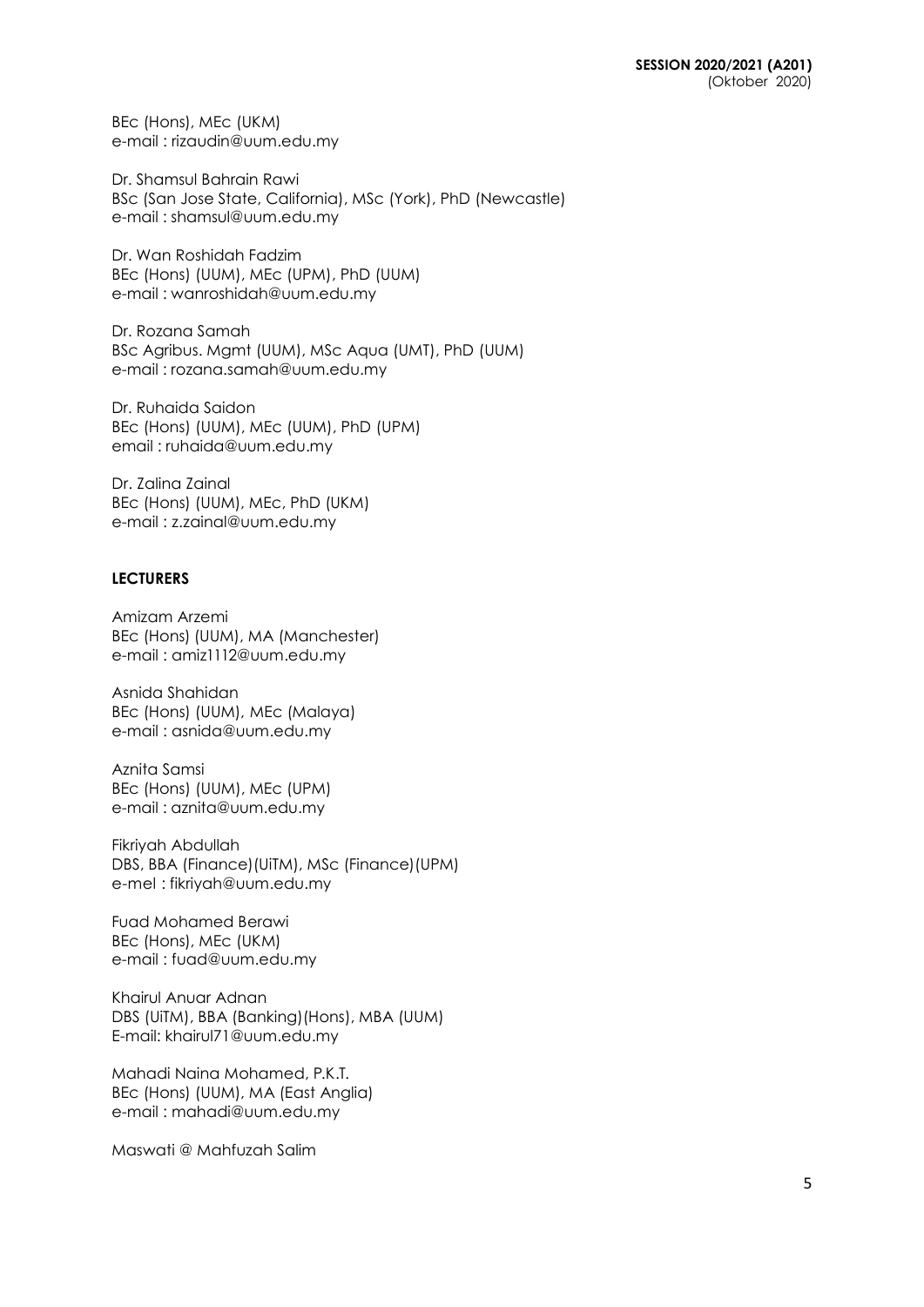BEc (Hons), MEc (UKM)
e-mail : rizaudin@uum.edu.my

Dr. Shamsul Bahrain Rawi
BSc (San Jose State, California), MSc (York), PhD (Newcastle)
e-mail : shamsul@uum.edu.my

Dr. Wan Roshidah Fadzim
BEc (Hons) (UUM), MEc (UPM), PhD (UUM)
e-mail : wanroshidah@uum.edu.my

Dr. Rozana Samah
BSc Agribus. Mgmt (UUM), MSc Aqua (UMT), PhD (UUM)
e-mail : rozana.samah@uum.edu.my

Dr. Ruhaida Saidon
BEc (Hons) (UUM), MEc (UUM), PhD (UPM)
email : ruhaida@uum.edu.my

Dr. Zalina Zainal
BEc (Hons) (UUM), MEc, PhD (UKM)
e-mail : z.zainal@uum.edu.my

**LECTURERS**

Amizam Arzemi
BEc (Hons) (UUM), MA (Manchester)
e-mail : amiz1112@uum.edu.my

Asnida Shahidan
BEc (Hons) (UUM), MEc (Malaya)
e-mail : asnida@uum.edu.my

Aznita Samsi
BEc (Hons) (UUM), MEc (UPM)
e-mail : aznita@uum.edu.my

Fikriyah Abdullah
DBS, BBA (Finance)(UiTM), MSc (Finance)(UPM)
e-mel : fikriyah@uum.edu.my

Fuad Mohamed Berawi
BEc (Hons), MEc (UKM)
e-mail : fuad@uum.edu.my

Khairul Anuar Adnan
DBS (UiTM), BBA (Banking)(Hons), MBA (UUM)
E-mail: khairul71@uum.edu.my

Mahadi Naina Mohamed, P.K.T.
BEc (Hons) (UUM), MA (East Anglia)
e-mail : mahadi@uum.edu.my

Maswati @ Mahfuzah Salim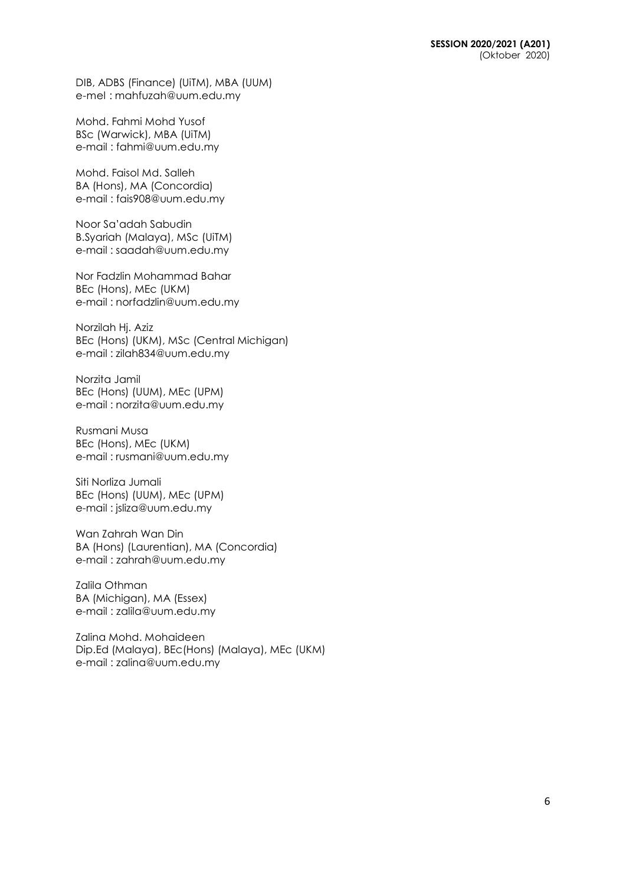DIB, ADBS (Finance) (UiTM), MBA (UUM)
e-mel : mahfuzah@uum.edu.my

Mohd. Fahmi Mohd Yusof
BSc (Warwick), MBA (UiTM)
e-mail : fahmi@uum.edu.my

Mohd. Faisol Md. Salleh
BA (Hons), MA (Concordia)
e-mail : fais908@uum.edu.my

Noor Sa'adah Sabudin
B.Syariah (Malaya), MSc (UiTM)
e-mail : saadah@uum.edu.my

Nor Fadzlin Mohammad Bahar
BEc (Hons), MEc (UKM)
e-mail : norfadzlin@uum.edu.my

Norzilah Hj. Aziz
BEc (Hons) (UKM), MSc (Central Michigan)
e-mail : zilah834@uum.edu.my

Norzita Jamil
BEc (Hons) (UUM), MEc (UPM)
e-mail : norzita@uum.edu.my

Rusmani Musa
BEc (Hons), MEc (UKM)
e-mail : rusmani@uum.edu.my

Siti Norliza Jumali
BEc (Hons) (UUM), MEc (UPM)
e-mail : jsliza@uum.edu.my

Wan Zahrah Wan Din
BA (Hons) (Laurentian), MA (Concordia)
e-mail : zahrah@uum.edu.my

Zalila Othman
BA (Michigan), MA (Essex)
e-mail : zalila@uum.edu.my

Zalina Mohd. Mohaideen
Dip.Ed (Malaya), BEc(Hons) (Malaya), MEc (UKM)
e-mail : zalina@uum.edu.my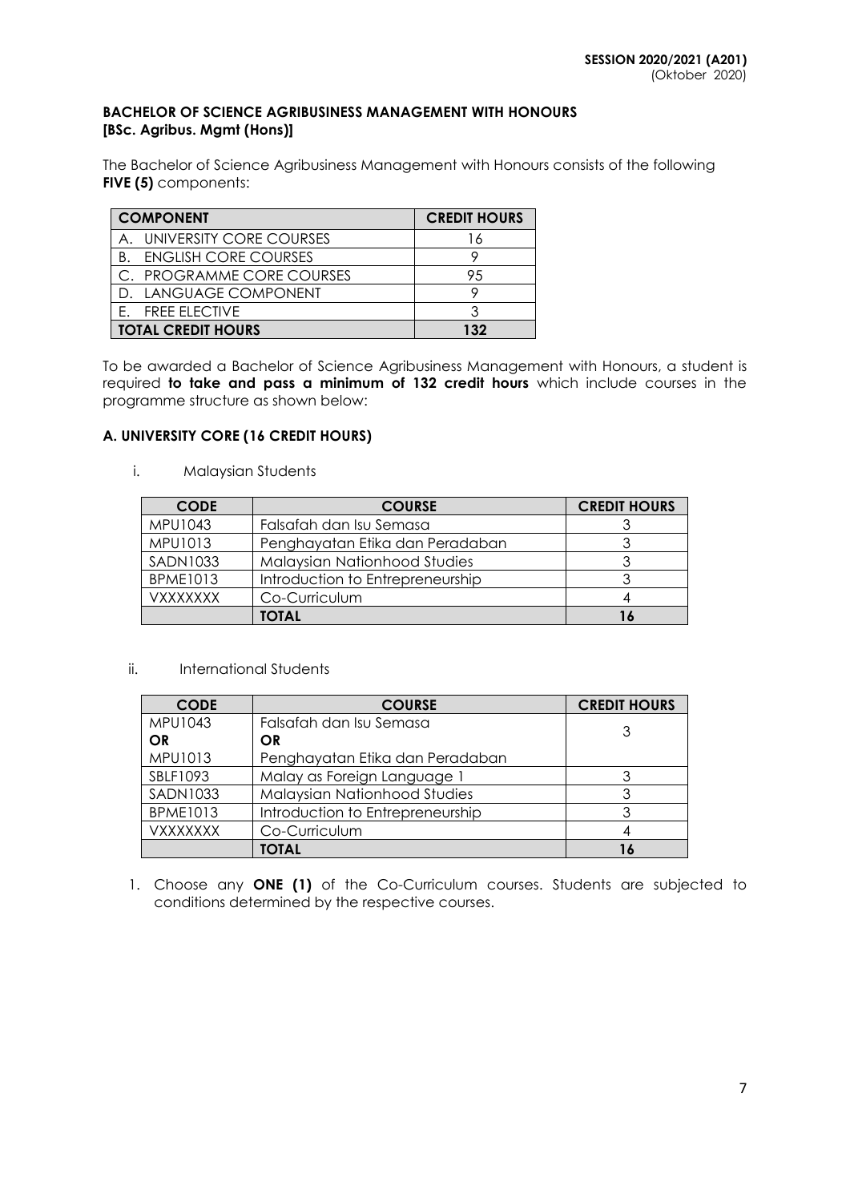**SESSION 2020/2021 (A201)**
(Oktober 2020)

**BACHELOR OF SCIENCE AGRIBUSINESS MANAGEMENT WITH HONOURS [BSc. Agribus. Mgmt (Hons)]**

The Bachelor of Science Agribusiness Management with Honours consists of the following **FIVE (5)** components:

| COMPONENT | CREDIT HOURS |
|---|---|
| A. UNIVERSITY CORE COURSES | 16 |
| B. ENGLISH CORE COURSES | 9 |
| C. PROGRAMME CORE COURSES | 95 |
| D. LANGUAGE COMPONENT | 9 |
| E. FREE ELECTIVE | 3 |
| **TOTAL CREDIT HOURS** | **132** |

To be awarded a Bachelor of Science Agribusiness Management with Honours, a student is required **to take and pass a minimum of 132 credit hours** which include courses in the programme structure as shown below:

### A. UNIVERSITY CORE (16 CREDIT HOURS)

i. Malaysian Students

| CODE | COURSE | CREDIT HOURS |
|---|---|---|
| MPU1043 | Falsafah dan Isu Semasa | 3 |
| MPU1013 | Penghayatan Etika dan Peradaban | 3 |
| SADN1033 | Malaysian Nationhood Studies | 3 |
| BPME1013 | Introduction to Entrepreneurship | 3 |
| VXXXXXXX | Co-Curriculum | 4 |
| | **TOTAL** | **16** |

ii. International Students

| CODE | COURSE | CREDIT HOURS |
|---|---|---|
| MPU1043 **OR** MPU1013 | Falsafah dan Isu Semasa **OR** Penghayatan Etika dan Peradaban | 3 |
| SBLF1093 | Malay as Foreign Language 1 | 3 |
| SADN1033 | Malaysian Nationhood Studies | 3 |
| BPME1013 | Introduction to Entrepreneurship | 3 |
| VXXXXXXX | Co-Curriculum | 4 |
| | **TOTAL** | **16** |

1. Choose any **ONE (1)** of the Co-Curriculum courses. Students are subjected to conditions determined by the respective courses.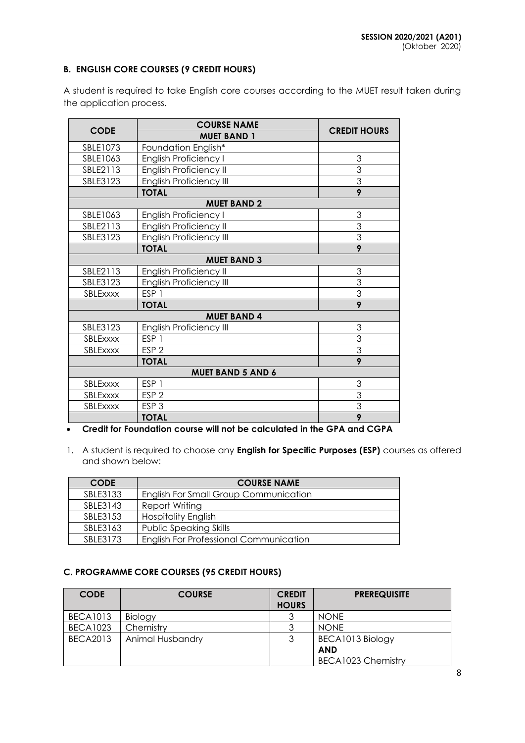**B. ENGLISH CORE COURSES (9 CREDIT HOURS)**

A student is required to take English core courses according to the MUET result taken during the application process.

| CODE | COURSE NAME | CREDIT HOURS |
|---|---|---|
| | **MUET BAND 1** | |
| SBLE1073 | Foundation English* | |
| SBLE1063 | English Proficiency I | 3 |
| SBLE2113 | English Proficiency II | 3 |
| SBLE3123 | English Proficiency III | 3 |
| | **TOTAL** | **9** |
| | **MUET BAND 2** | |
| SBLE1063 | English Proficiency I | 3 |
| SBLE2113 | English Proficiency II | 3 |
| SBLE3123 | English Proficiency III | 3 |
| | **TOTAL** | **9** |
| | **MUET BAND 3** | |
| SBLE2113 | English Proficiency II | 3 |
| SBLE3123 | English Proficiency III | 3 |
| SBLExxxx | ESP 1 | 3 |
| | **TOTAL** | **9** |
| | **MUET BAND 4** | |
| SBLE3123 | English Proficiency III | 3 |
| SBLExxxx | ESP 1 | 3 |
| SBLExxxx | ESP 2 | 3 |
| | **TOTAL** | **9** |
| | **MUET BAND 5 AND 6** | |
| SBLExxxx | ESP 1 | 3 |
| SBLExxxx | ESP 2 | 3 |
| SBLExxxx | ESP 3 | 3 |
| | **TOTAL** | **9** |

- **Credit for Foundation course will not be calculated in the GPA and CGPA**

1. A student is required to choose any **English for Specific Purposes (ESP)** courses as offered and shown below:

| CODE | COURSE NAME |
|---|---|
| SBLE3133 | English For Small Group Communication |
| SBLE3143 | Report Writing |
| SBLE3153 | Hospitality English |
| SBLE3163 | Public Speaking Skills |
| SBLE3173 | English For Professional Communication |

**C. PROGRAMME CORE COURSES (95 CREDIT HOURS)**

| CODE | COURSE | CREDIT HOURS | PREREQUISITE |
|---|---|---|---|
| BECA1013 | Biology | 3 | NONE |
| BECA1023 | Chemistry | 3 | NONE |
| BECA2013 | Animal Husbandry | 3 | BECA1013 Biology **AND** BECA1023 Chemistry |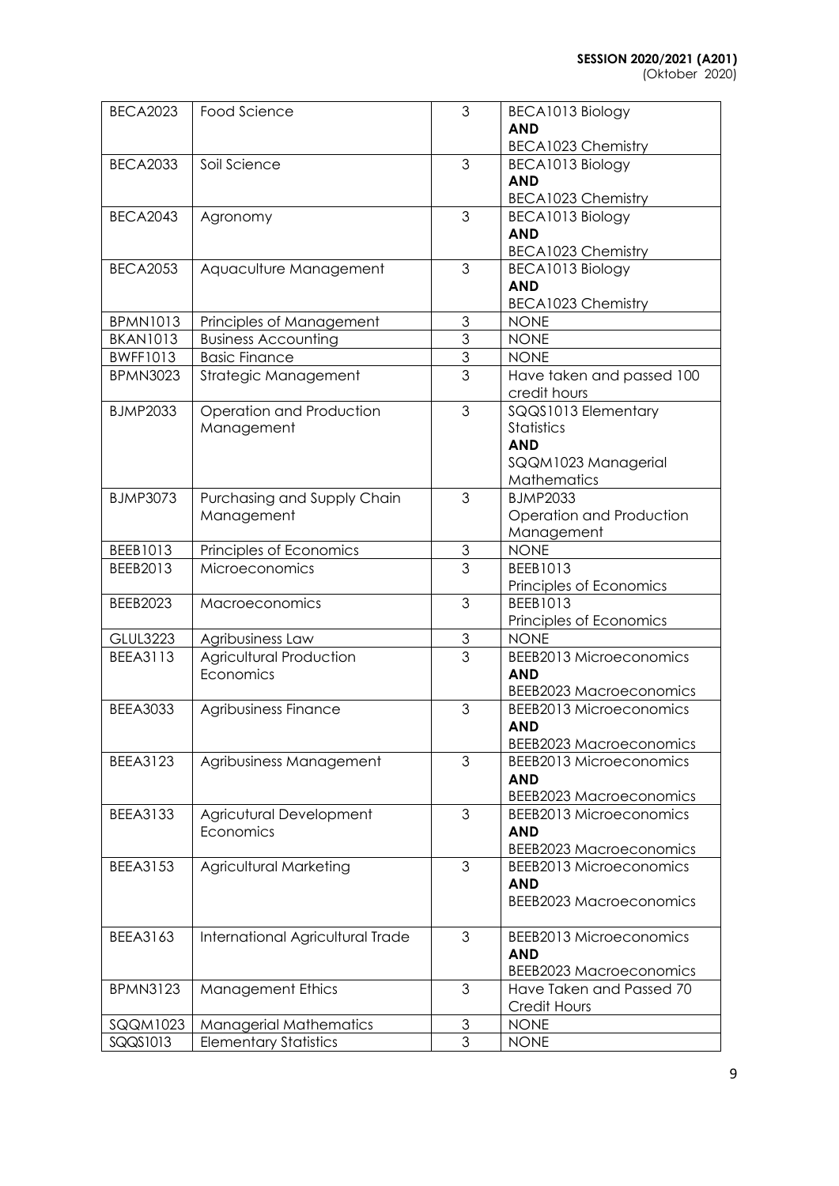| | | | |
|---|---|---|---|
| BECA2023 | Food Science | 3 | BECA1013 Biology **AND** BECA1023 Chemistry |
| BECA2033 | Soil Science | 3 | BECA1013 Biology **AND** BECA1023 Chemistry |
| BECA2043 | Agronomy | 3 | BECA1013 Biology **AND** BECA1023 Chemistry |
| BECA2053 | Aquaculture Management | 3 | BECA1013 Biology **AND** BECA1023 Chemistry |
| BPMN1013 | Principles of Management | 3 | NONE |
| BKAN1013 | Business Accounting | 3 | NONE |
| BWFF1013 | Basic Finance | 3 | NONE |
| BPMN3023 | Strategic Management | 3 | Have taken and passed 100 credit hours |
| BJMP2033 | Operation and Production Management | 3 | SQQS1013 Elementary Statistics **AND** SQQM1023 Managerial Mathematics |
| BJMP3073 | Purchasing and Supply Chain Management | 3 | BJMP2033 Operation and Production Management |
| BEEB1013 | Principles of Economics | 3 | NONE |
| BEEB2013 | Microeconomics | 3 | BEEB1013 Principles of Economics |
| BEEB2023 | Macroeconomics | 3 | BEEB1013 Principles of Economics |
| GLUL3223 | Agribusiness Law | 3 | NONE |
| BEEA3113 | Agricultural Production Economics | 3 | BEEB2013 Microeconomics **AND** BEEB2023 Macroeconomics |
| BEEA3033 | Agribusiness Finance | 3 | BEEB2013 Microeconomics **AND** BEEB2023 Macroeconomics |
| BEEA3123 | Agribusiness Management | 3 | BEEB2013 Microeconomics **AND** BEEB2023 Macroeconomics |
| BEEA3133 | Agricutural Development Economics | 3 | BEEB2013 Microeconomics **AND** BEEB2023 Macroeconomics |
| BEEA3153 | Agricultural Marketing | 3 | BEEB2013 Microeconomics **AND** BEEB2023 Macroeconomics |
| BEEA3163 | International Agricultural Trade | 3 | BEEB2013 Microeconomics **AND** BEEB2023 Macroeconomics |
| BPMN3123 | Management Ethics | 3 | Have Taken and Passed 70 Credit Hours |
| SQQM1023 | Managerial Mathematics | 3 | NONE |
| SQQS1013 | Elementary Statistics | 3 | NONE |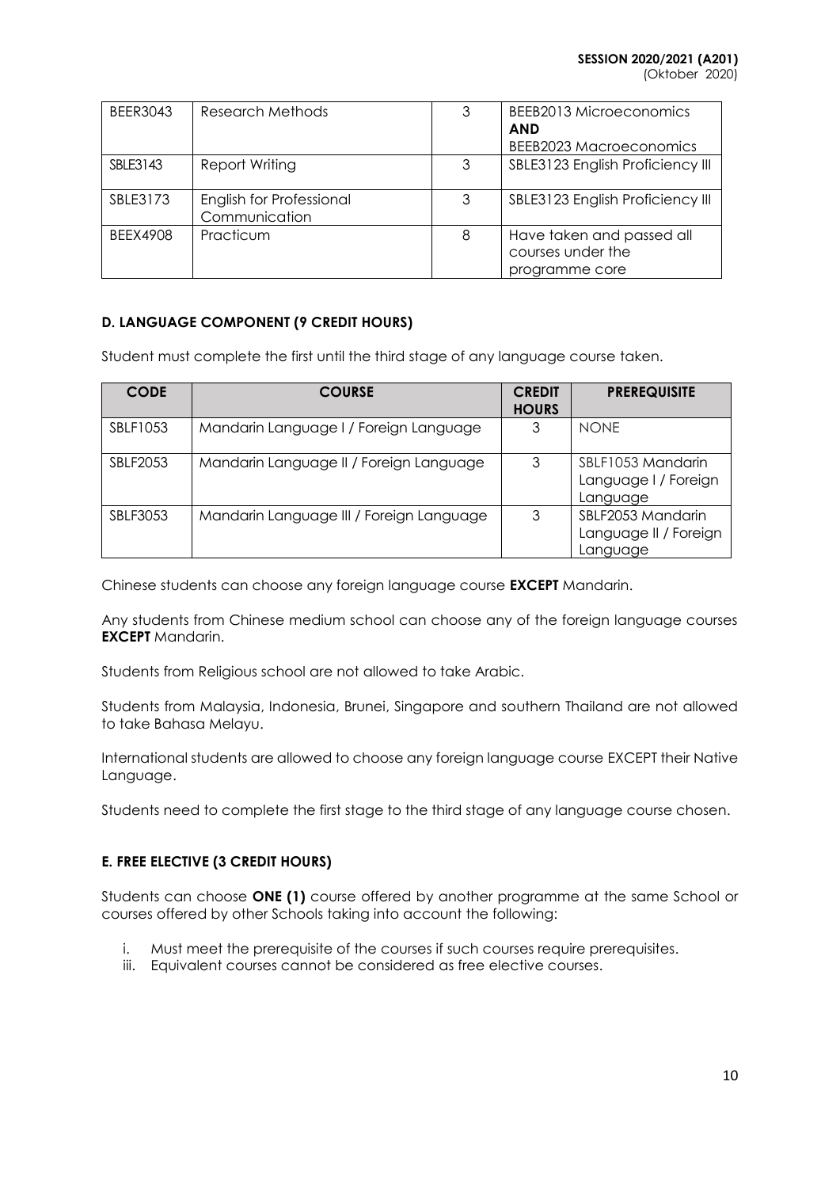| BEER3043 | Research Methods | 3 | BEEB2013 Microeconomics **AND** BEEB2023 Macroeconomics |
|---|---|---|---|
| SBLE3143 | Report Writing | 3 | SBLE3123 English Proficiency III |
| SBLE3173 | English for Professional Communication | 3 | SBLE3123 English Proficiency III |
| BEEX4908 | Practicum | 8 | Have taken and passed all courses under the programme core |

### D. LANGUAGE COMPONENT (9 CREDIT HOURS)

Student must complete the first until the third stage of any language course taken.

| CODE | COURSE | CREDIT HOURS | PREREQUISITE |
|---|---|---|---|
| SBLF1053 | Mandarin Language I / Foreign Language | 3 | NONE |
| SBLF2053 | Mandarin Language II / Foreign Language | 3 | SBLF1053 Mandarin Language I / Foreign Language |
| SBLF3053 | Mandarin Language III / Foreign Language | 3 | SBLF2053 Mandarin Language II / Foreign Language |

Chinese students can choose any foreign language course **EXCEPT** Mandarin.

Any students from Chinese medium school can choose any of the foreign language courses **EXCEPT** Mandarin.

Students from Religious school are not allowed to take Arabic.

Students from Malaysia, Indonesia, Brunei, Singapore and southern Thailand are not allowed to take Bahasa Melayu.

International students are allowed to choose any foreign language course EXCEPT their Native Language.

Students need to complete the first stage to the third stage of any language course chosen.

### E. FREE ELECTIVE (3 CREDIT HOURS)

Students can choose **ONE (1)** course offered by another programme at the same School or courses offered by other Schools taking into account the following:

i. Must meet the prerequisite of the courses if such courses require prerequisites.
iii. Equivalent courses cannot be considered as free elective courses.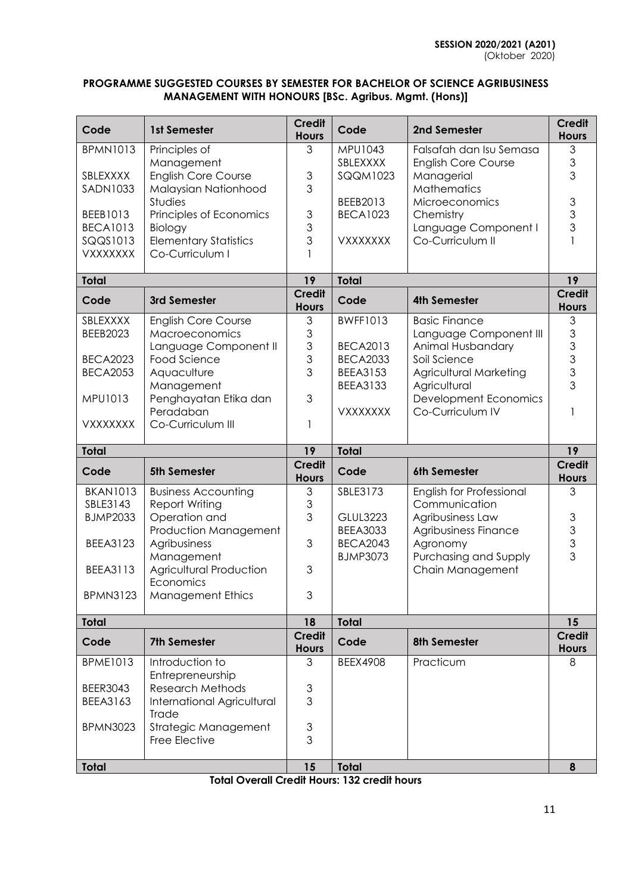**PROGRAMME SUGGESTED COURSES BY SEMESTER FOR BACHELOR OF SCIENCE AGRIBUSINESS MANAGEMENT WITH HONOURS [BSc. Agribus. Mgmt. (Hons)]**

| Code | 1st Semester | Credit Hours | Code | 2nd Semester | Credit Hours |
|---|---|---|---|---|---|
| BPMN1013 | Principles of Management | 3 | MPU1043 | Falsafah dan Isu Semasa | 3 |
| SBLEXXXX | English Core Course | 3 | SBLEXXXX | English Core Course | 3 |
| SADN1033 | Malaysian Nationhood Studies | 3 | SQQM1023 | Managerial Mathematics | 3 |
| BEEB1013 | Principles of Economics | 3 | BEEB2013 | Microeconomics | 3 |
| BECA1013 | Biology | 3 | BECA1023 | Chemistry | 3 |
| SQQS1013 | Elementary Statistics | 3 | | Language Component I | 3 |
| VXXXXXXX | Co-Curriculum I | 1 | VXXXXXXX | Co-Curriculum II | 1 |
| **Total** | | **19** | **Total** | | **19** |
| **Code** | **3rd Semester** | **Credit Hours** | **Code** | **4th Semester** | **Credit Hours** |
| SBLEXXXX | English Core Course | 3 | BWFF1013 | Basic Finance | 3 |
| BEEB2023 | Macroeconomics | 3 | | Language Component III | 3 |
| | Language Component II | 3 | BECA2013 | Animal Husbandary | 3 |
| BECA2023 | Food Science | 3 | BECA2033 | Soil Science | 3 |
| BECA2053 | Aquaculture Management | 3 | BEEA3153 | Agricultural Marketing | 3 |
| MPU1013 | Penghayatan Etika dan Peradaban | 3 | BEEA3133 | Agricultural Development Economics | 3 |
| VXXXXXXX | Co-Curriculum III | 1 | VXXXXXXX | Co-Curriculum IV | 1 |
| **Total** | | **19** | **Total** | | **19** |
| **Code** | **5th Semester** | **Credit Hours** | **Code** | **6th Semester** | **Credit Hours** |
| BKAN1013 | Business Accounting | 3 | SBLE3173 | English for Professional Communication | 3 |
| SBLE3143 | Report Writing | 3 | GLUL3223 | Agribusiness Law | 3 |
| BJMP2033 | Operation and Production Management | 3 | BEEA3033 | Agribusiness Finance | 3 |
| BEEA3123 | Agribusiness Management | 3 | BECA2043 | Agronomy | 3 |
| BEEA3113 | Agricultural Production Economics | 3 | BJMP3073 | Purchasing and Supply Chain Management | 3 |
| BPMN3123 | Management Ethics | 3 | | | |
| **Total** | | **18** | **Total** | | **15** |
| **Code** | **7th Semester** | **Credit Hours** | **Code** | **8th Semester** | **Credit Hours** |
| BPME1013 | Introduction to Entrepreneurship | 3 | BEEX4908 | Practicum | 8 |
| BEER3043 | Research Methods | 3 | | | |
| BEEA3163 | International Agricultural Trade | 3 | | | |
| BPMN3023 | Strategic Management | 3 | | | |
| | Free Elective | 3 | | | |
| **Total** | | **15** | **Total** | | **8** |

**Total Overall Credit Hours: 132 credit hours**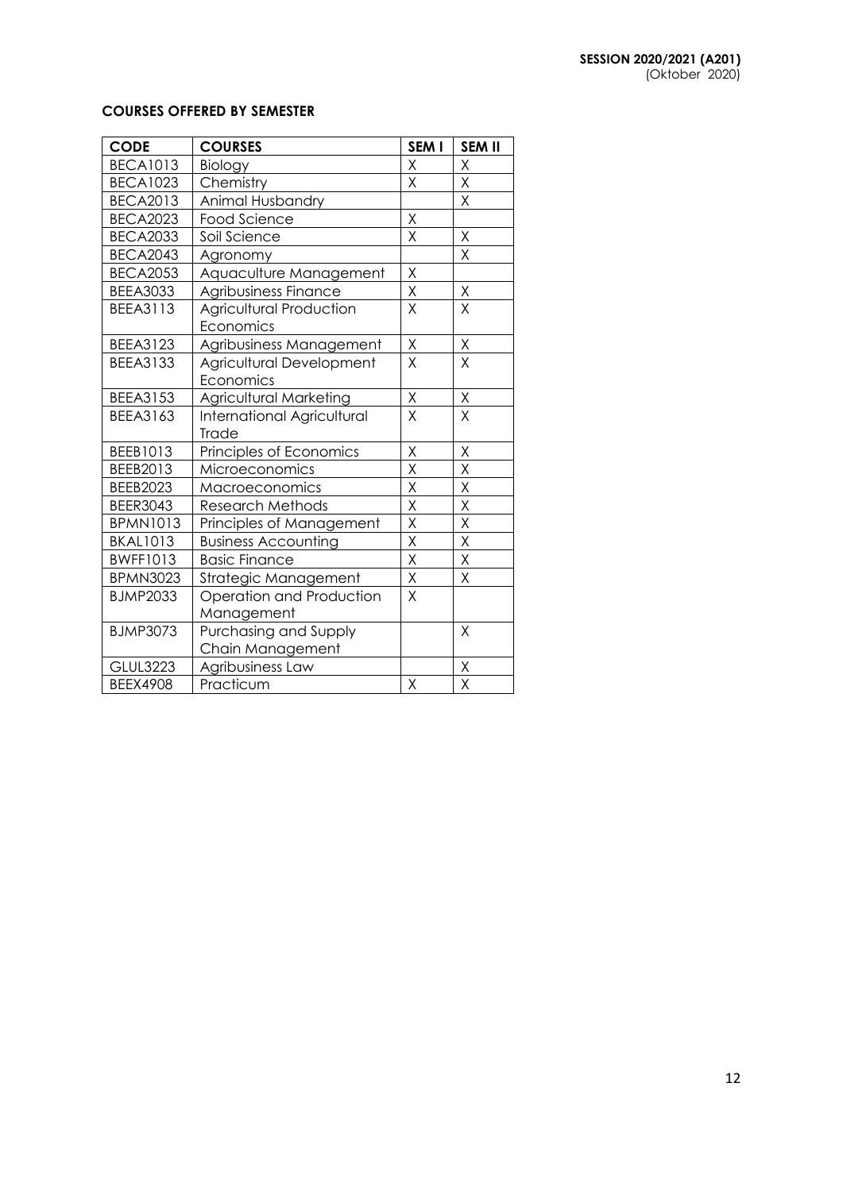## COURSES OFFERED BY SEMESTER

| CODE | COURSES | SEM I | SEM II |
|---|---|---|---|
| BECA1013 | Biology | X | X |
| BECA1023 | Chemistry | X | X |
| BECA2013 | Animal Husbandry | | X |
| BECA2023 | Food Science | X | |
| BECA2033 | Soil Science | X | X |
| BECA2043 | Agronomy | | X |
| BECA2053 | Aquaculture Management | X | |
| BEEA3033 | Agribusiness Finance | X | X |
| BEEA3113 | Agricultural Production Economics | X | X |
| BEEA3123 | Agribusiness Management | X | X |
| BEEA3133 | Agricultural Development Economics | X | X |
| BEEA3153 | Agricultural Marketing | X | X |
| BEEA3163 | International Agricultural Trade | X | X |
| BEEB1013 | Principles of Economics | X | X |
| BEEB2013 | Microeconomics | X | X |
| BEEB2023 | Macroeconomics | X | X |
| BEER3043 | Research Methods | X | X |
| BPMN1013 | Principles of Management | X | X |
| BKAL1013 | Business Accounting | X | X |
| BWFF1013 | Basic Finance | X | X |
| BPMN3023 | Strategic Management | X | X |
| BJMP2033 | Operation and Production Management | X | |
| BJMP3073 | Purchasing and Supply Chain Management | | X |
| GLUL3223 | Agribusiness Law | | X |
| BEEX4908 | Practicum | X | X |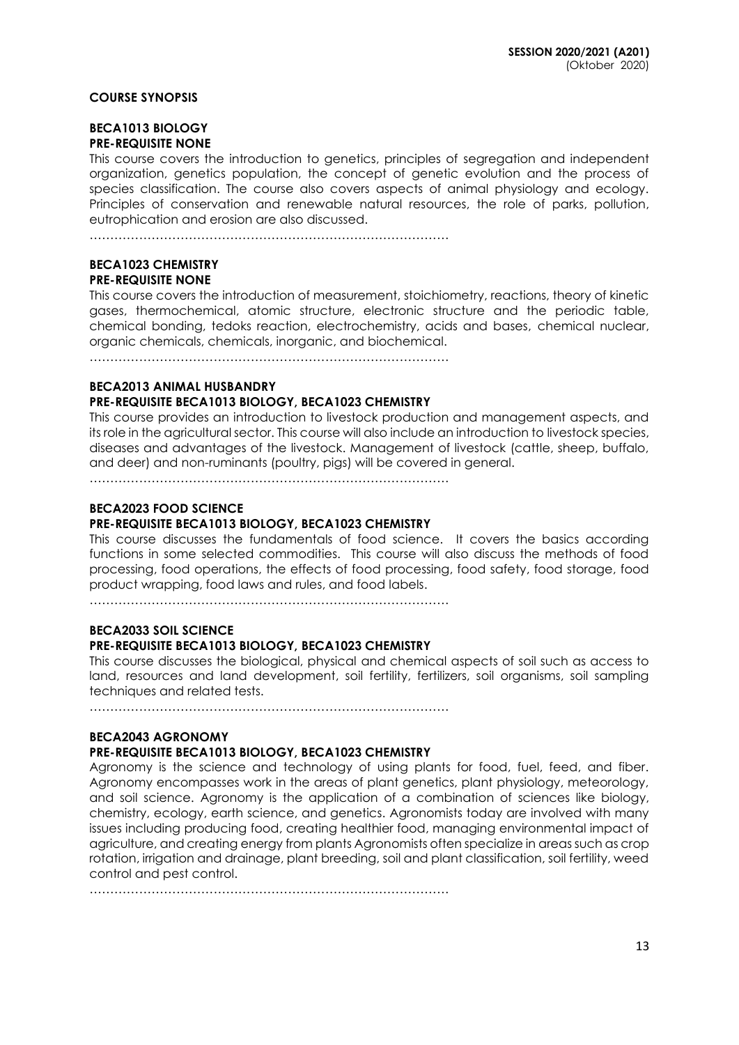**COURSE SYNOPSIS**

**BECA1013 BIOLOGY**
**PRE-REQUISITE NONE**

This course covers the introduction to genetics, principles of segregation and independent organization, genetics population, the concept of genetic evolution and the process of species classification. The course also covers aspects of animal physiology and ecology. Principles of conservation and renewable natural resources, the role of parks, pollution, eutrophication and erosion are also discussed.

………………………………………………………………………………

**BECA1023 CHEMISTRY**
**PRE-REQUISITE NONE**

This course covers the introduction of measurement, stoichiometry, reactions, theory of kinetic gases, thermochemical, atomic structure, electronic structure and the periodic table, chemical bonding, tedoks reaction, electrochemistry, acids and bases, chemical nuclear, organic chemicals, chemicals, inorganic, and biochemical.

………………………………………………………………………………

**BECA2013 ANIMAL HUSBANDRY**
**PRE-REQUISITE BECA1013 BIOLOGY, BECA1023 CHEMISTRY**

This course provides an introduction to livestock production and management aspects, and its role in the agricultural sector. This course will also include an introduction to livestock species, diseases and advantages of the livestock. Management of livestock (cattle, sheep, buffalo, and deer) and non-ruminants (poultry, pigs) will be covered in general.

………………………………………………………………………………

**BECA2023 FOOD SCIENCE**
**PRE-REQUISITE BECA1013 BIOLOGY, BECA1023 CHEMISTRY**

This course discusses the fundamentals of food science. It covers the basics according functions in some selected commodities. This course will also discuss the methods of food processing, food operations, the effects of food processing, food safety, food storage, food product wrapping, food laws and rules, and food labels.

………………………………………………………………………………

**BECA2033 SOIL SCIENCE**
**PRE-REQUISITE BECA1013 BIOLOGY, BECA1023 CHEMISTRY**

This course discusses the biological, physical and chemical aspects of soil such as access to land, resources and land development, soil fertility, fertilizers, soil organisms, soil sampling techniques and related tests.

………………………………………………………………………………

**BECA2043 AGRONOMY**
**PRE-REQUISITE BECA1013 BIOLOGY, BECA1023 CHEMISTRY**

Agronomy is the science and technology of using plants for food, fuel, feed, and fiber. Agronomy encompasses work in the areas of plant genetics, plant physiology, meteorology, and soil science. Agronomy is the application of a combination of sciences like biology, chemistry, ecology, earth science, and genetics. Agronomists today are involved with many issues including producing food, creating healthier food, managing environmental impact of agriculture, and creating energy from plants Agronomists often specialize in areas such as crop rotation, irrigation and drainage, plant breeding, soil and plant classification, soil fertility, weed control and pest control.

………………………………………………………………………………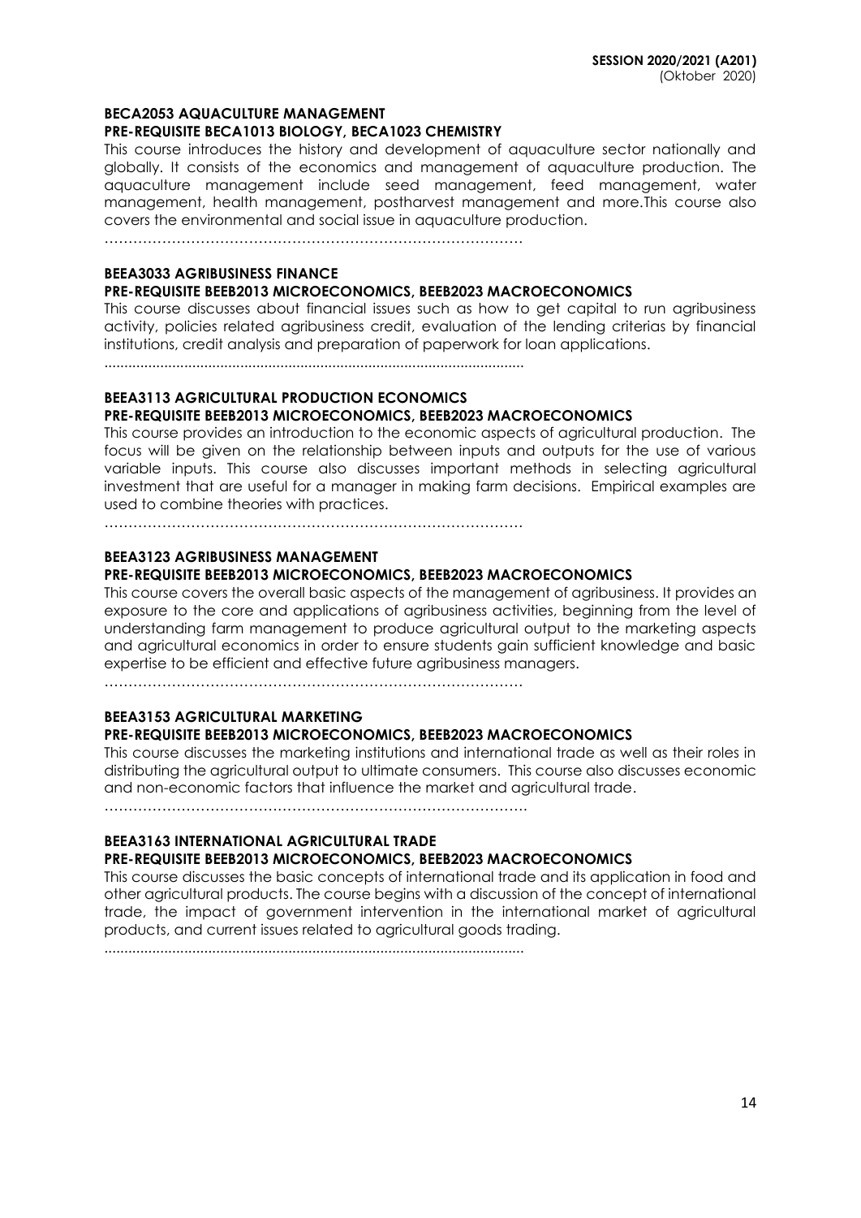**BECA2053 AQUACULTURE MANAGEMENT**
**PRE-REQUISITE BECA1013 BIOLOGY, BECA1023 CHEMISTRY**

This course introduces the history and development of aquaculture sector nationally and globally. It consists of the economics and management of aquaculture production. The aquaculture management include seed management, feed management, water management, health management, postharvest management and more.This course also covers the environmental and social issue in aquaculture production.

……………………………………………………………………………

**BEEA3033 AGRIBUSINESS FINANCE**
**PRE-REQUISITE BEEB2013 MICROECONOMICS, BEEB2023 MACROECONOMICS**

This course discusses about financial issues such as how to get capital to run agribusiness activity, policies related agribusiness credit, evaluation of the lending criterias by financial institutions, credit analysis and preparation of paperwork for loan applications.

.......................................................................................................

**BEEA3113 AGRICULTURAL PRODUCTION ECONOMICS**
**PRE-REQUISITE BEEB2013 MICROECONOMICS, BEEB2023 MACROECONOMICS**

This course provides an introduction to the economic aspects of agricultural production. The focus will be given on the relationship between inputs and outputs for the use of various variable inputs. This course also discusses important methods in selecting agricultural investment that are useful for a manager in making farm decisions. Empirical examples are used to combine theories with practices.

……………………………………………………………………………

**BEEA3123 AGRIBUSINESS MANAGEMENT**
**PRE-REQUISITE BEEB2013 MICROECONOMICS, BEEB2023 MACROECONOMICS**

This course covers the overall basic aspects of the management of agribusiness. It provides an exposure to the core and applications of agribusiness activities, beginning from the level of understanding farm management to produce agricultural output to the marketing aspects and agricultural economics in order to ensure students gain sufficient knowledge and basic expertise to be efficient and effective future agribusiness managers.

……………………………………………………………………………

**BEEA3153 AGRICULTURAL MARKETING**
**PRE-REQUISITE BEEB2013 MICROECONOMICS, BEEB2023 MACROECONOMICS**

This course discusses the marketing institutions and international trade as well as their roles in distributing the agricultural output to ultimate consumers. This course also discusses economic and non-economic factors that influence the market and agricultural trade.

……………………………………………………………………………

**BEEA3163 INTERNATIONAL AGRICULTURAL TRADE**
**PRE-REQUISITE BEEB2013 MICROECONOMICS, BEEB2023 MACROECONOMICS**

This course discusses the basic concepts of international trade and its application in food and other agricultural products. The course begins with a discussion of the concept of international trade, the impact of government intervention in the international market of agricultural products, and current issues related to agricultural goods trading.

.......................................................................................................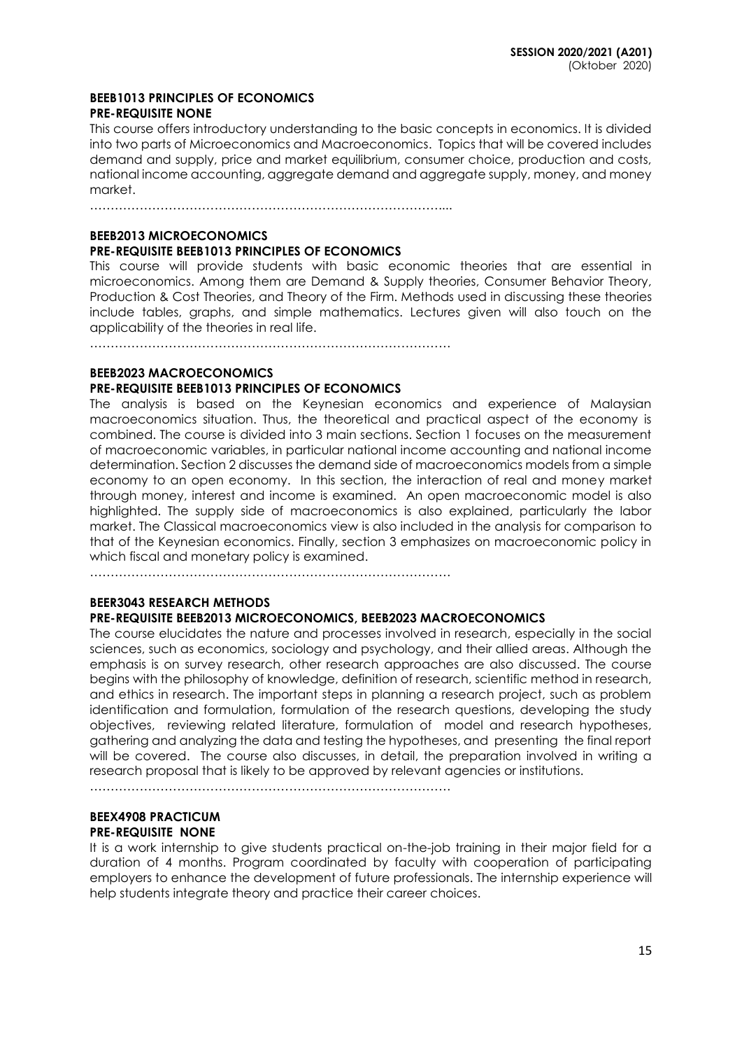**BEEB1013 PRINCIPLES OF ECONOMICS**
**PRE-REQUISITE NONE**

This course offers introductory understanding to the basic concepts in economics. It is divided into two parts of Microeconomics and Macroeconomics. Topics that will be covered includes demand and supply, price and market equilibrium, consumer choice, production and costs, national income accounting, aggregate demand and aggregate supply, money, and money market.

…………………………………………………………………………....

**BEEB2013 MICROECONOMICS**
**PRE-REQUISITE BEEB1013 PRINCIPLES OF ECONOMICS**

This course will provide students with basic economic theories that are essential in microeconomics. Among them are Demand & Supply theories, Consumer Behavior Theory, Production & Cost Theories, and Theory of the Firm. Methods used in discussing these theories include tables, graphs, and simple mathematics. Lectures given will also touch on the applicability of the theories in real life.

……………………………………………………………………………

**BEEB2023 MACROECONOMICS**
**PRE-REQUISITE BEEB1013 PRINCIPLES OF ECONOMICS**

The analysis is based on the Keynesian economics and experience of Malaysian macroeconomics situation. Thus, the theoretical and practical aspect of the economy is combined. The course is divided into 3 main sections. Section 1 focuses on the measurement of macroeconomic variables, in particular national income accounting and national income determination. Section 2 discusses the demand side of macroeconomics models from a simple economy to an open economy. In this section, the interaction of real and money market through money, interest and income is examined. An open macroeconomic model is also highlighted. The supply side of macroeconomics is also explained, particularly the labor market. The Classical macroeconomics view is also included in the analysis for comparison to that of the Keynesian economics. Finally, section 3 emphasizes on macroeconomic policy in which fiscal and monetary policy is examined.

……………………………………………………………………………

**BEER3043 RESEARCH METHODS**
**PRE-REQUISITE BEEB2013 MICROECONOMICS, BEEB2023 MACROECONOMICS**

The course elucidates the nature and processes involved in research, especially in the social sciences, such as economics, sociology and psychology, and their allied areas. Although the emphasis is on survey research, other research approaches are also discussed. The course begins with the philosophy of knowledge, definition of research, scientific method in research, and ethics in research. The important steps in planning a research project, such as problem identification and formulation, formulation of the research questions, developing the study objectives, reviewing related literature, formulation of model and research hypotheses, gathering and analyzing the data and testing the hypotheses, and presenting the final report will be covered. The course also discusses, in detail, the preparation involved in writing a research proposal that is likely to be approved by relevant agencies or institutions.

……………………………………………………………………………

**BEEX4908 PRACTICUM**
**PRE-REQUISITE NONE**

It is a work internship to give students practical on-the-job training in their major field for a duration of 4 months. Program coordinated by faculty with cooperation of participating employers to enhance the development of future professionals. The internship experience will help students integrate theory and practice their career choices.